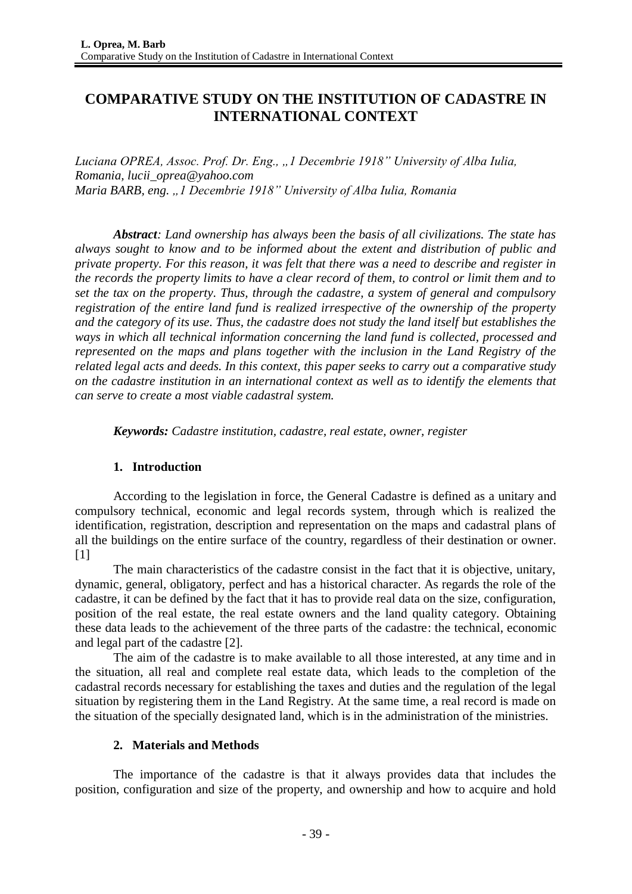# COMPARATIVE STUDY ON THE INSTITUTION OF CADASTRE IN INTERNATIONAL CONTEXT

*Luciana OPREA, Assoc. Prof. Dr. Eng., „1 Decembrie 1918" University of Alba Iulia, Romania, lucii_oprea@yahoo.com*
*Maria BARB, eng. „1 Decembrie 1918" University of Alba Iulia, Romania*

***Abstract**: Land ownership has always been the basis of all civilizations. The state has always sought to know and to be informed about the extent and distribution of public and private property. For this reason, it was felt that there was a need to describe and register in the records the property limits to have a clear record of them, to control or limit them and to set the tax on the property. Thus, through the cadastre, a system of general and compulsory registration of the entire land fund is realized irrespective of the ownership of the property and the category of its use. Thus, the cadastre does not study the land itself but establishes the ways in which all technical information concerning the land fund is collected, processed and represented on the maps and plans together with the inclusion in the Land Registry of the related legal acts and deeds. In this context, this paper seeks to carry out a comparative study on the cadastre institution in an international context as well as to identify the elements that can serve to create a most viable cadastral system.*

***Keywords:** Cadastre institution, cadastre, real estate, owner, register*

## 1. Introduction

According to the legislation in force, the General Cadastre is defined as a unitary and compulsory technical, economic and legal records system, through which is realized the identification, registration, description and representation on the maps and cadastral plans of all the buildings on the entire surface of the country, regardless of their destination or owner. [1]

The main characteristics of the cadastre consist in the fact that it is objective, unitary, dynamic, general, obligatory, perfect and has a historical character. As regards the role of the cadastre, it can be defined by the fact that it has to provide real data on the size, configuration, position of the real estate, the real estate owners and the land quality category. Obtaining these data leads to the achievement of the three parts of the cadastre: the technical, economic and legal part of the cadastre [2].

The aim of the cadastre is to make available to all those interested, at any time and in the situation, all real and complete real estate data, which leads to the completion of the cadastral records necessary for establishing the taxes and duties and the regulation of the legal situation by registering them in the Land Registry. At the same time, a real record is made on the situation of the specially designated land, which is in the administration of the ministries.

## 2. Materials and Methods

The importance of the cadastre is that it always provides data that includes the position, configuration and size of the property, and ownership and how to acquire and hold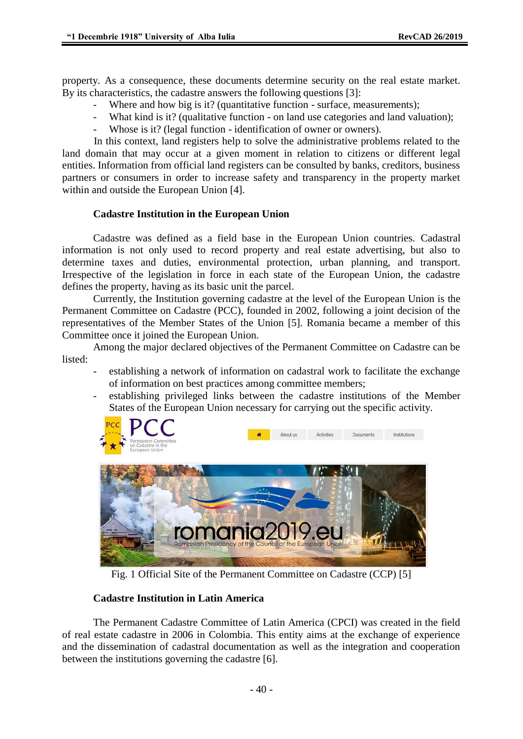property. As a consequence, these documents determine security on the real estate market. By its characteristics, the cadastre answers the following questions [3]:

- Where and how big is it? (quantitative function - surface, measurements);
- What kind is it? (qualitative function - on land use categories and land valuation);
- Whose is it? (legal function - identification of owner or owners).

In this context, land registers help to solve the administrative problems related to the land domain that may occur at a given moment in relation to citizens or different legal entities. Information from official land registers can be consulted by banks, creditors, business partners or consumers in order to increase safety and transparency in the property market within and outside the European Union [4].

### Cadastre Institution in the European Union

Cadastre was defined as a field base in the European Union countries. Cadastral information is not only used to record property and real estate advertising, but also to determine taxes and duties, environmental protection, urban planning, and transport. Irrespective of the legislation in force in each state of the European Union, the cadastre defines the property, having as its basic unit the parcel.

Currently, the Institution governing cadastre at the level of the European Union is the Permanent Committee on Cadastre (PCC), founded in 2002, following a joint decision of the representatives of the Member States of the Union [5]. Romania became a member of this Committee once it joined the European Union.

Among the major declared objectives of the Permanent Committee on Cadastre can be listed:

- establishing a network of information on cadastral work to facilitate the exchange of information on best practices among committee members;
- establishing privileged links between the cadastre institutions of the Member States of the European Union necessary for carrying out the specific activity.

Fig. 1 Official Site of the Permanent Committee on Cadastre (CCP) [5]

### Cadastre Institution in Latin America

The Permanent Cadastre Committee of Latin America (CPCI) was created in the field of real estate cadastre in 2006 in Colombia. This entity aims at the exchange of experience and the dissemination of cadastral documentation as well as the integration and cooperation between the institutions governing the cadastre [6].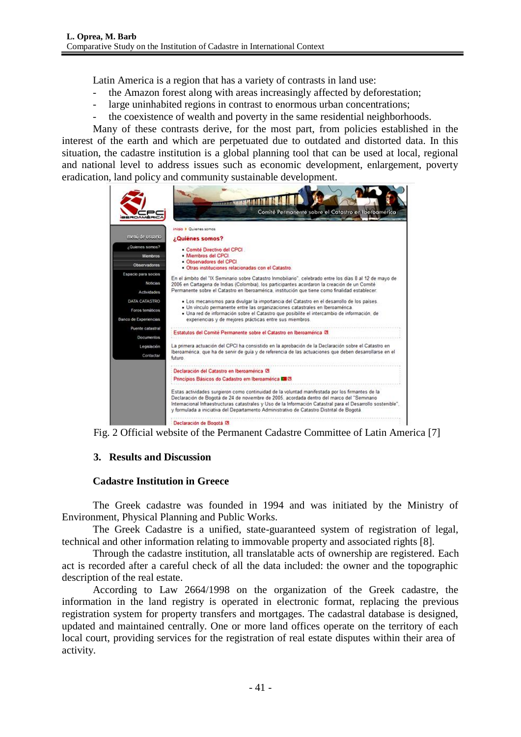Latin America is a region that has a variety of contrasts in land use:

- the Amazon forest along with areas increasingly affected by deforestation;
- large uninhabited regions in contrast to enormous urban concentrations;
- the coexistence of wealth and poverty in the same residential neighborhoods.

Many of these contrasts derive, for the most part, from policies established in the interest of the earth and which are perpetuated due to outdated and distorted data. In this situation, the cadastre institution is a global planning tool that can be used at local, regional and national level to address issues such as economic development, enlargement, poverty eradication, land policy and community sustainable development.

Fig. 2 Official website of the Permanent Cadastre Committee of Latin America [7]

## 3. Results and Discussion

### Cadastre Institution in Greece

The Greek cadastre was founded in 1994 and was initiated by the Ministry of Environment, Physical Planning and Public Works.

The Greek Cadastre is a unified, state-guaranteed system of registration of legal, technical and other information relating to immovable property and associated rights [8].

Through the cadastre institution, all translatable acts of ownership are registered. Each act is recorded after a careful check of all the data included: the owner and the topographic description of the real estate.

According to Law 2664/1998 on the organization of the Greek cadastre, the information in the land registry is operated in electronic format, replacing the previous registration system for property transfers and mortgages. The cadastral database is designed, updated and maintained centrally. One or more land offices operate on the territory of each local court, providing services for the registration of real estate disputes within their area of activity.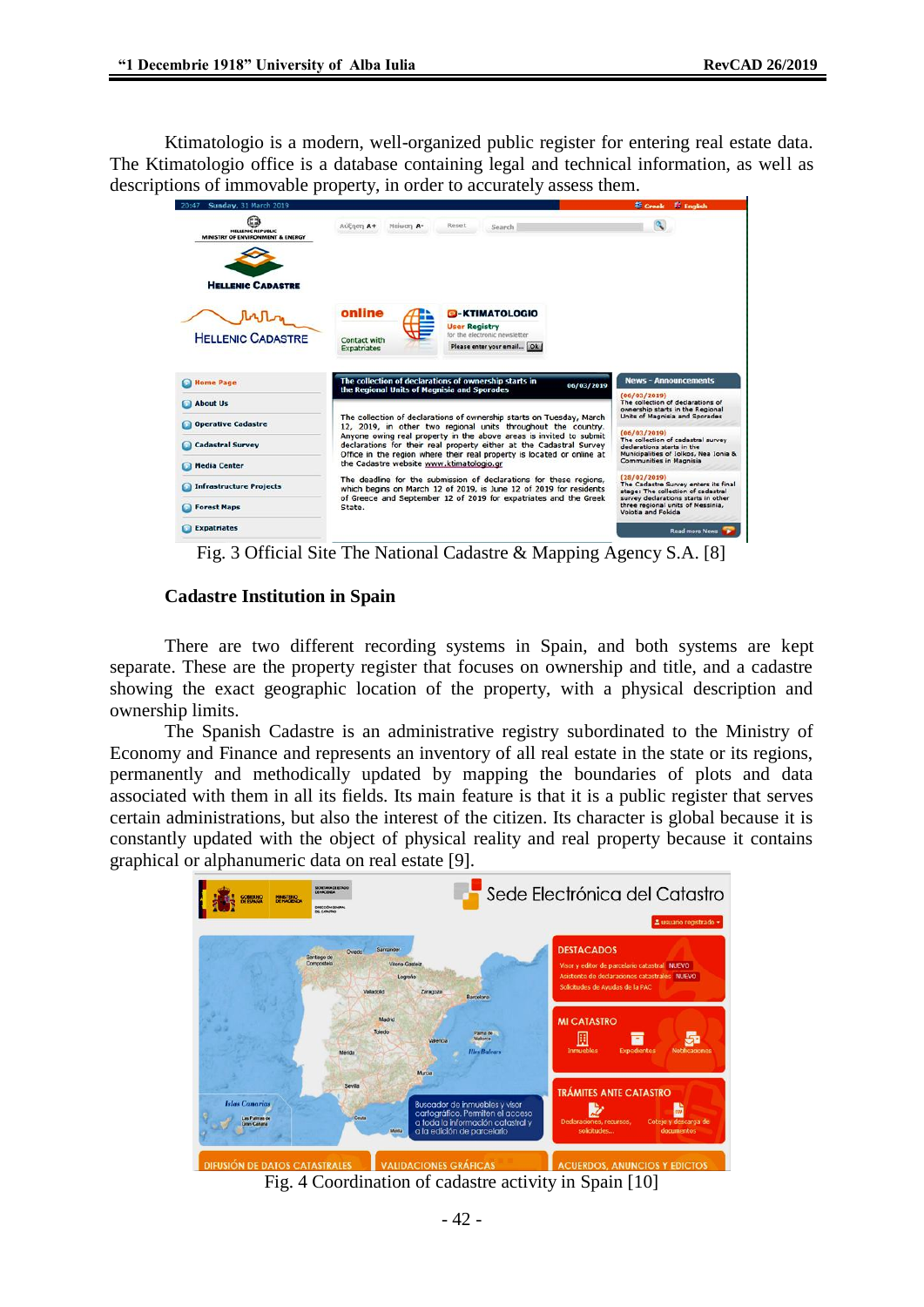Ktimatologio is a modern, well-organized public register for entering real estate data. The Ktimatologio office is a database containing legal and technical information, as well as descriptions of immovable property, in order to accurately assess them.

Fig. 3 Official Site The National Cadastre & Mapping Agency S.A. [8]

### Cadastre Institution in Spain

There are two different recording systems in Spain, and both systems are kept separate. These are the property register that focuses on ownership and title, and a cadastre showing the exact geographic location of the property, with a physical description and ownership limits.

The Spanish Cadastre is an administrative registry subordinated to the Ministry of Economy and Finance and represents an inventory of all real estate in the state or its regions, permanently and methodically updated by mapping the boundaries of plots and data associated with them in all its fields. Its main feature is that it is a public register that serves certain administrations, but also the interest of the citizen. Its character is global because it is constantly updated with the object of physical reality and real property because it contains graphical or alphanumeric data on real estate [9].

Fig. 4 Coordination of cadastre activity in Spain [10]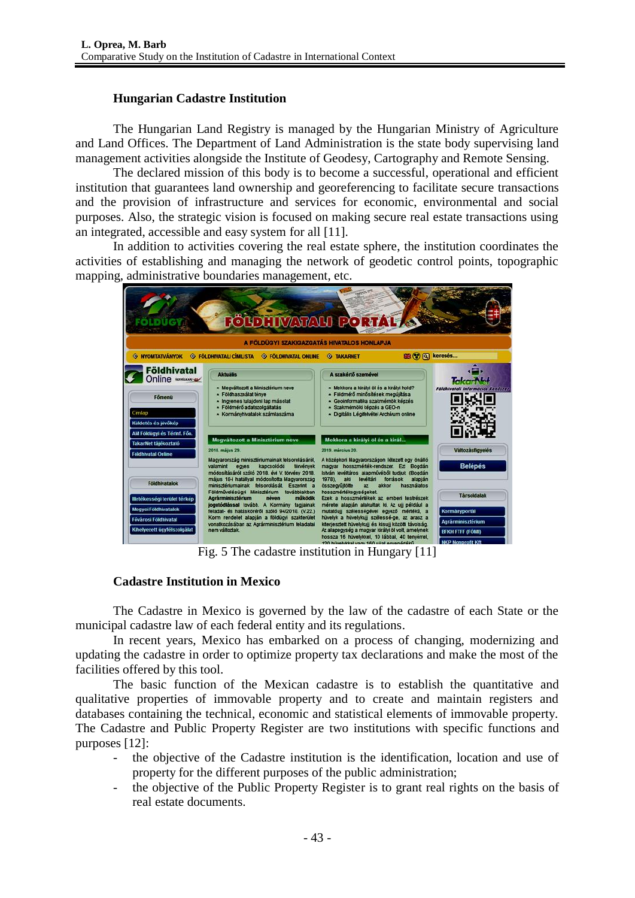### Hungarian Cadastre Institution

The Hungarian Land Registry is managed by the Hungarian Ministry of Agriculture and Land Offices. The Department of Land Administration is the state body supervising land management activities alongside the Institute of Geodesy, Cartography and Remote Sensing.

The declared mission of this body is to become a successful, operational and efficient institution that guarantees land ownership and georeferencing to facilitate secure transactions and the provision of infrastructure and services for economic, environmental and social purposes. Also, the strategic vision is focused on making secure real estate transactions using an integrated, accessible and easy system for all [11].

In addition to activities covering the real estate sphere, the institution coordinates the activities of establishing and managing the network of geodetic control points, topographic mapping, administrative boundaries management, etc.

Fig. 5 The cadastre institution in Hungary [11]

### Cadastre Institution in Mexico

The Cadastre in Mexico is governed by the law of the cadastre of each State or the municipal cadastre law of each federal entity and its regulations.

In recent years, Mexico has embarked on a process of changing, modernizing and updating the cadastre in order to optimize property tax declarations and make the most of the facilities offered by this tool.

The basic function of the Mexican cadastre is to establish the quantitative and qualitative properties of immovable property and to create and maintain registers and databases containing the technical, economic and statistical elements of immovable property. The Cadastre and Public Property Register are two institutions with specific functions and purposes [12]:

- the objective of the Cadastre institution is the identification, location and use of property for the different purposes of the public administration;
- the objective of the Public Property Register is to grant real rights on the basis of real estate documents.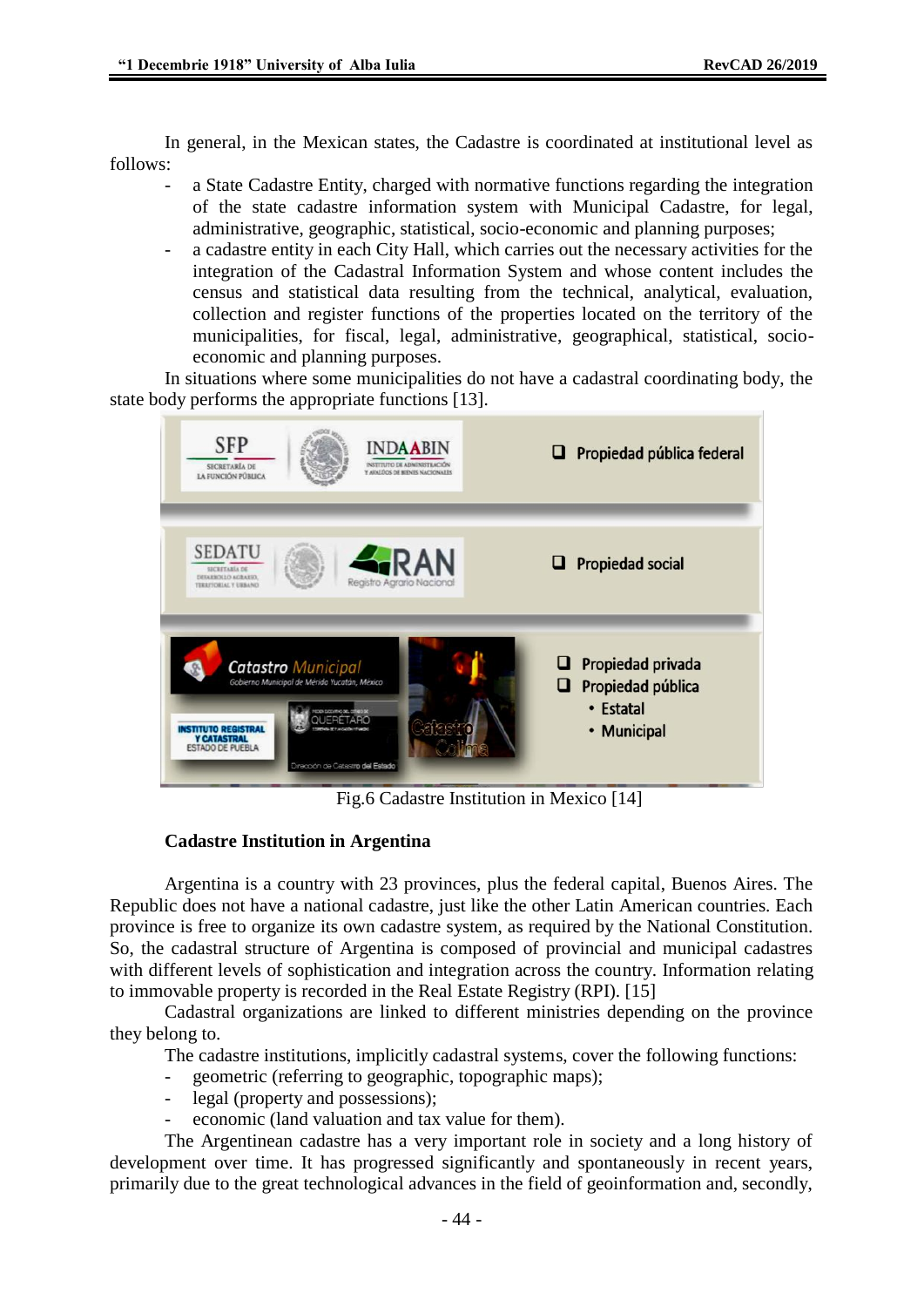In general, in the Mexican states, the Cadastre is coordinated at institutional level as follows:

- a State Cadastre Entity, charged with normative functions regarding the integration of the state cadastre information system with Municipal Cadastre, for legal, administrative, geographic, statistical, socio-economic and planning purposes;
- a cadastre entity in each City Hall, which carries out the necessary activities for the integration of the Cadastral Information System and whose content includes the census and statistical data resulting from the technical, analytical, evaluation, collection and register functions of the properties located on the territory of the municipalities, for fiscal, legal, administrative, geographical, statistical, socio-economic and planning purposes.

In situations where some municipalities do not have a cadastral coordinating body, the state body performs the appropriate functions [13].

Fig.6 Cadastre Institution in Mexico [14]

### Cadastre Institution in Argentina

Argentina is a country with 23 provinces, plus the federal capital, Buenos Aires. The Republic does not have a national cadastre, just like the other Latin American countries. Each province is free to organize its own cadastre system, as required by the National Constitution. So, the cadastral structure of Argentina is composed of provincial and municipal cadastres with different levels of sophistication and integration across the country. Information relating to immovable property is recorded in the Real Estate Registry (RPI). [15]

Cadastral organizations are linked to different ministries depending on the province they belong to.

The cadastre institutions, implicitly cadastral systems, cover the following functions:

- geometric (referring to geographic, topographic maps);
- legal (property and possessions);
- economic (land valuation and tax value for them).

The Argentinean cadastre has a very important role in society and a long history of development over time. It has progressed significantly and spontaneously in recent years, primarily due to the great technological advances in the field of geoinformation and, secondly,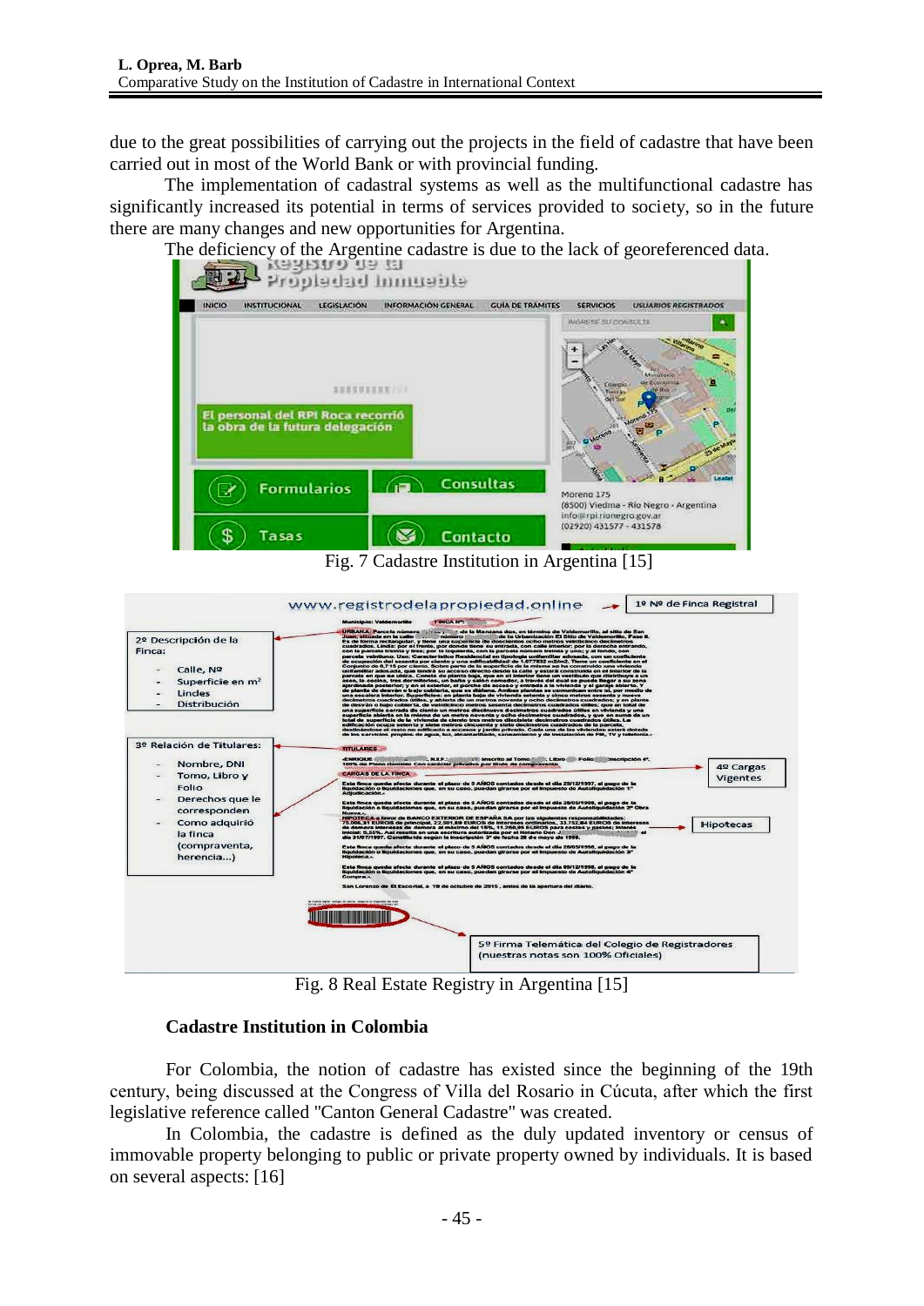due to the great possibilities of carrying out the projects in the field of cadastre that have been carried out in most of the World Bank or with provincial funding.

The implementation of cadastral systems as well as the multifunctional cadastre has significantly increased its potential in terms of services provided to society, so in the future there are many changes and new opportunities for Argentina.

The deficiency of the Argentine cadastre is due to the lack of georeferenced data.

Fig. 7 Cadastre Institution in Argentina [15]

Fig. 8 Real Estate Registry in Argentina [15]

### Cadastre Institution in Colombia

For Colombia, the notion of cadastre has existed since the beginning of the 19th century, being discussed at the Congress of Villa del Rosario in Cúcuta, after which the first legislative reference called "Canton General Cadastre" was created.

In Colombia, the cadastre is defined as the duly updated inventory or census of immovable property belonging to public or private property owned by individuals. It is based on several aspects: [16]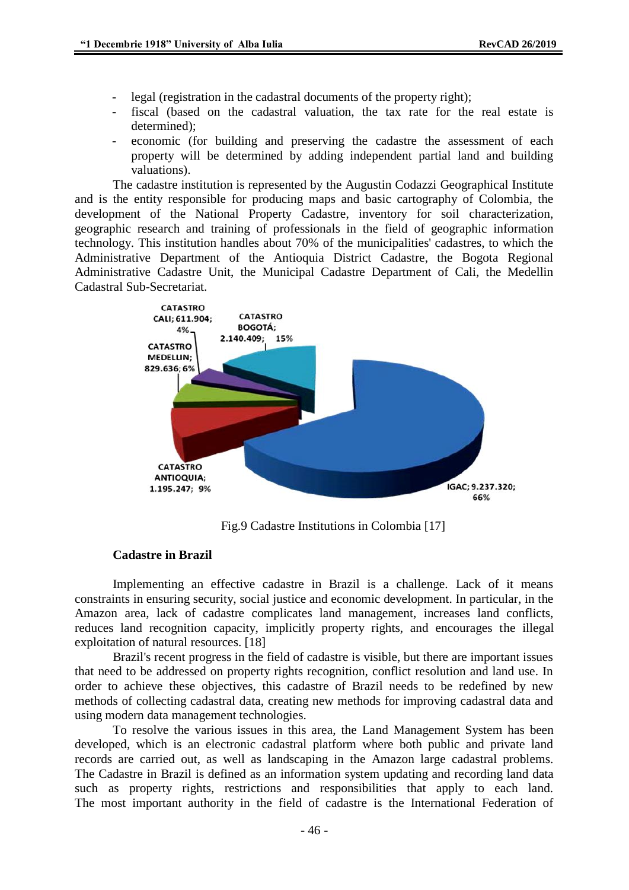- legal (registration in the cadastral documents of the property right);
- fiscal (based on the cadastral valuation, the tax rate for the real estate is determined);
- economic (for building and preserving the cadastre the assessment of each property will be determined by adding independent partial land and building valuations).

The cadastre institution is represented by the Augustin Codazzi Geographical Institute and is the entity responsible for producing maps and basic cartography of Colombia, the development of the National Property Cadastre, inventory for soil characterization, geographic research and training of professionals in the field of geographic information technology. This institution handles about 70% of the municipalities' cadastres, to which the Administrative Department of the Antioquia District Cadastre, the Bogota Regional Administrative Cadastre Unit, the Municipal Cadastre Department of Cali, the Medellin Cadastral Sub-Secretariat.

CATASTRO CALI; 611.904; 4%
CATASTRO BOGOTÁ; 2.140.409; 15%
CATASTRO MEDELLIN; 829.636; 6%
CATASTRO ANTIOQUIA; 1.195.247; 9%
IGAC; 9.237.320; 66%

Fig.9 Cadastre Institutions in Colombia [17]

### Cadastre in Brazil

Implementing an effective cadastre in Brazil is a challenge. Lack of it means constraints in ensuring security, social justice and economic development. In particular, in the Amazon area, lack of cadastre complicates land management, increases land conflicts, reduces land recognition capacity, implicitly property rights, and encourages the illegal exploitation of natural resources. [18]

Brazil's recent progress in the field of cadastre is visible, but there are important issues that need to be addressed on property rights recognition, conflict resolution and land use. In order to achieve these objectives, this cadastre of Brazil needs to be redefined by new methods of collecting cadastral data, creating new methods for improving cadastral data and using modern data management technologies.

To resolve the various issues in this area, the Land Management System has been developed, which is an electronic cadastral platform where both public and private land records are carried out, as well as landscaping in the Amazon large cadastral problems. The Cadastre in Brazil is defined as an information system updating and recording land data such as property rights, restrictions and responsibilities that apply to each land. The most important authority in the field of cadastre is the International Federation of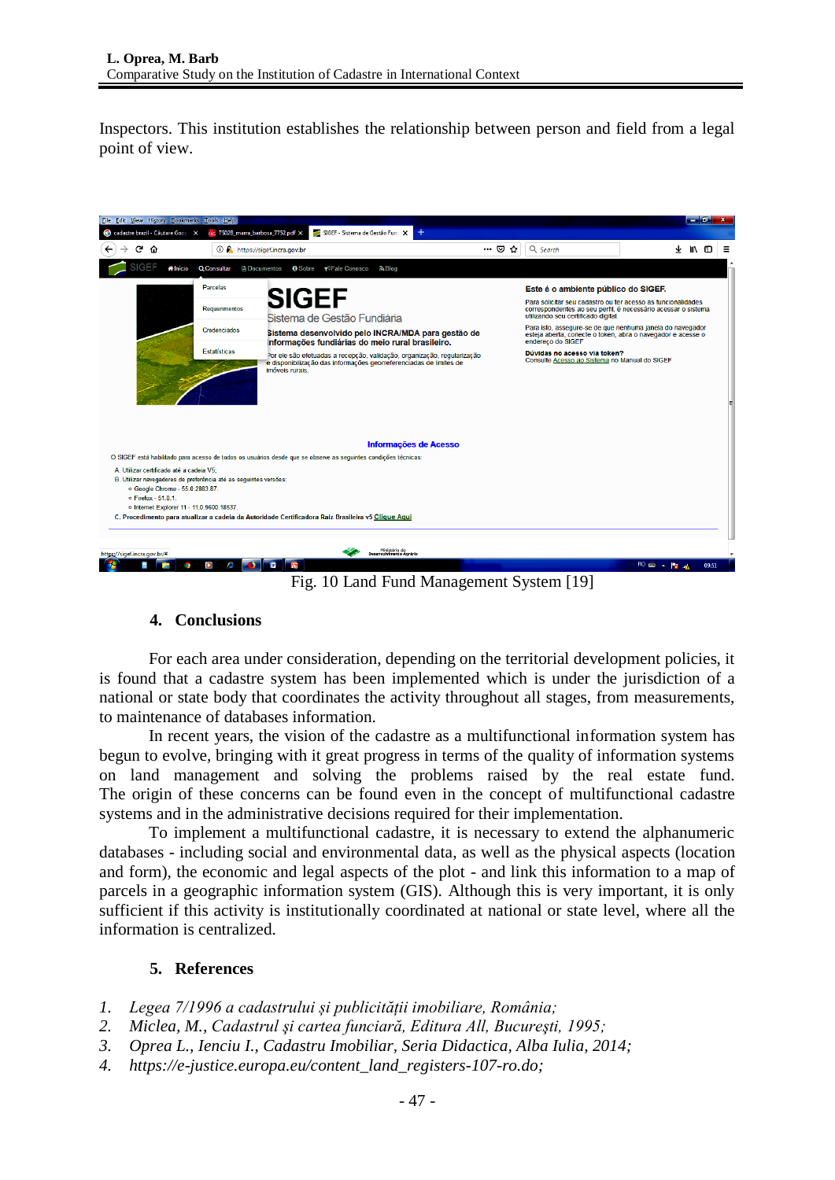Inspectors. This institution establishes the relationship between person and field from a legal point of view.

Fig. 10 Land Fund Management System [19]

## 4. Conclusions

For each area under consideration, depending on the territorial development policies, it is found that a cadastre system has been implemented which is under the jurisdiction of a national or state body that coordinates the activity throughout all stages, from measurements, to maintenance of databases information.

In recent years, the vision of the cadastre as a multifunctional information system has begun to evolve, bringing with it great progress in terms of the quality of information systems on land management and solving the problems raised by the real estate fund. The origin of these concerns can be found even in the concept of multifunctional cadastre systems and in the administrative decisions required for their implementation.

To implement a multifunctional cadastre, it is necessary to extend the alphanumeric databases - including social and environmental data, as well as the physical aspects (location and form), the economic and legal aspects of the plot - and link this information to a map of parcels in a geographic information system (GIS). Although this is very important, it is only sufficient if this activity is institutionally coordinated at national or state level, where all the information is centralized.

## 5. References

1. *Legea 7/1996 a cadastrului și publicității imobiliare, România;*
2. *Miclea, M., Cadastrul şi cartea funciară, Editura All, Bucureşti, 1995;*
3. *Oprea L., Ienciu I., Cadastru Imobiliar, Seria Didactica, Alba Iulia, 2014;*
4. *https://e-justice.europa.eu/content_land_registers-107-ro.do;*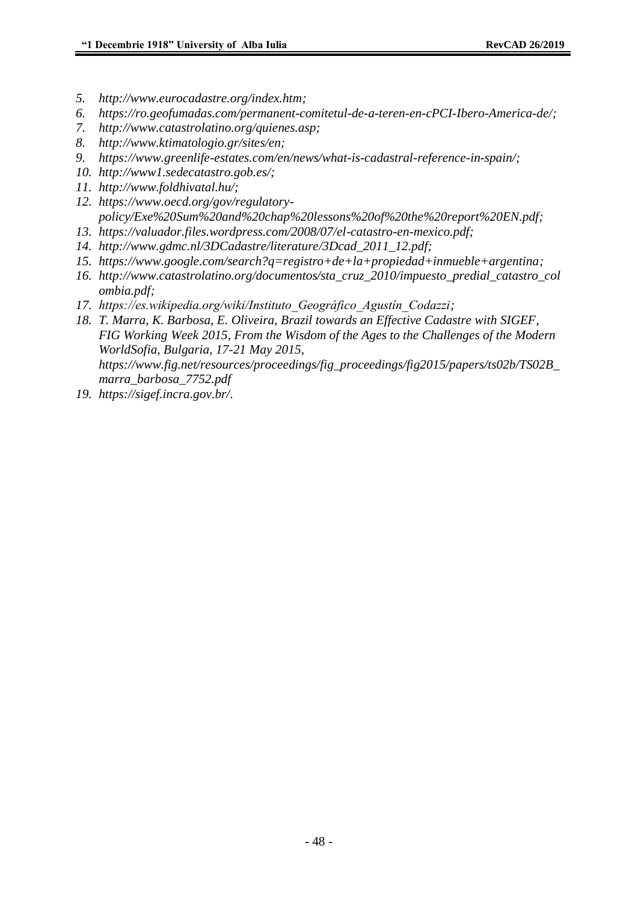5. *http://www.eurocadastre.org/index.htm;*
6. *https://ro.geofumadas.com/permanent-comitetul-de-a-teren-en-cPCI-Ibero-America-de/;*
7. *http://www.catastrolatino.org/quienes.asp;*
8. *http://www.ktimatologio.gr/sites/en;*
9. *https://www.greenlife-estates.com/en/news/what-is-cadastral-reference-in-spain/;*
10. *http://www1.sedecatastro.gob.es/;*
11. *http://www.foldhivatal.hu/;*
12. *https://www.oecd.org/gov/regulatory-policy/Exe%20Sum%20and%20chap%20lessons%20of%20the%20report%20EN.pdf;*
13. *https://valuador.files.wordpress.com/2008/07/el-catastro-en-mexico.pdf;*
14. *http://www.gdmc.nl/3DCadastre/literature/3Dcad_2011_12.pdf;*
15. *https://www.google.com/search?q=registro+de+la+propiedad+inmueble+argentina;*
16. *http://www.catastrolatino.org/documentos/sta_cruz_2010/impuesto_predial_catastro_colombia.pdf;*
17. *https://es.wikipedia.org/wiki/Instituto_Geográfico_Agustín_Codazzi;*
18. *T. Marra, K. Barbosa, E. Oliveira, Brazil towards an Effective Cadastre with SIGEF, FIG Working Week 2015, From the Wisdom of the Ages to the Challenges of the Modern WorldSofia, Bulgaria, 17-21 May 2015, https://www.fig.net/resources/proceedings/fig_proceedings/fig2015/papers/ts02b/TS02B_marra_barbosa_7752.pdf*
19. *https://sigef.incra.gov.br/.*